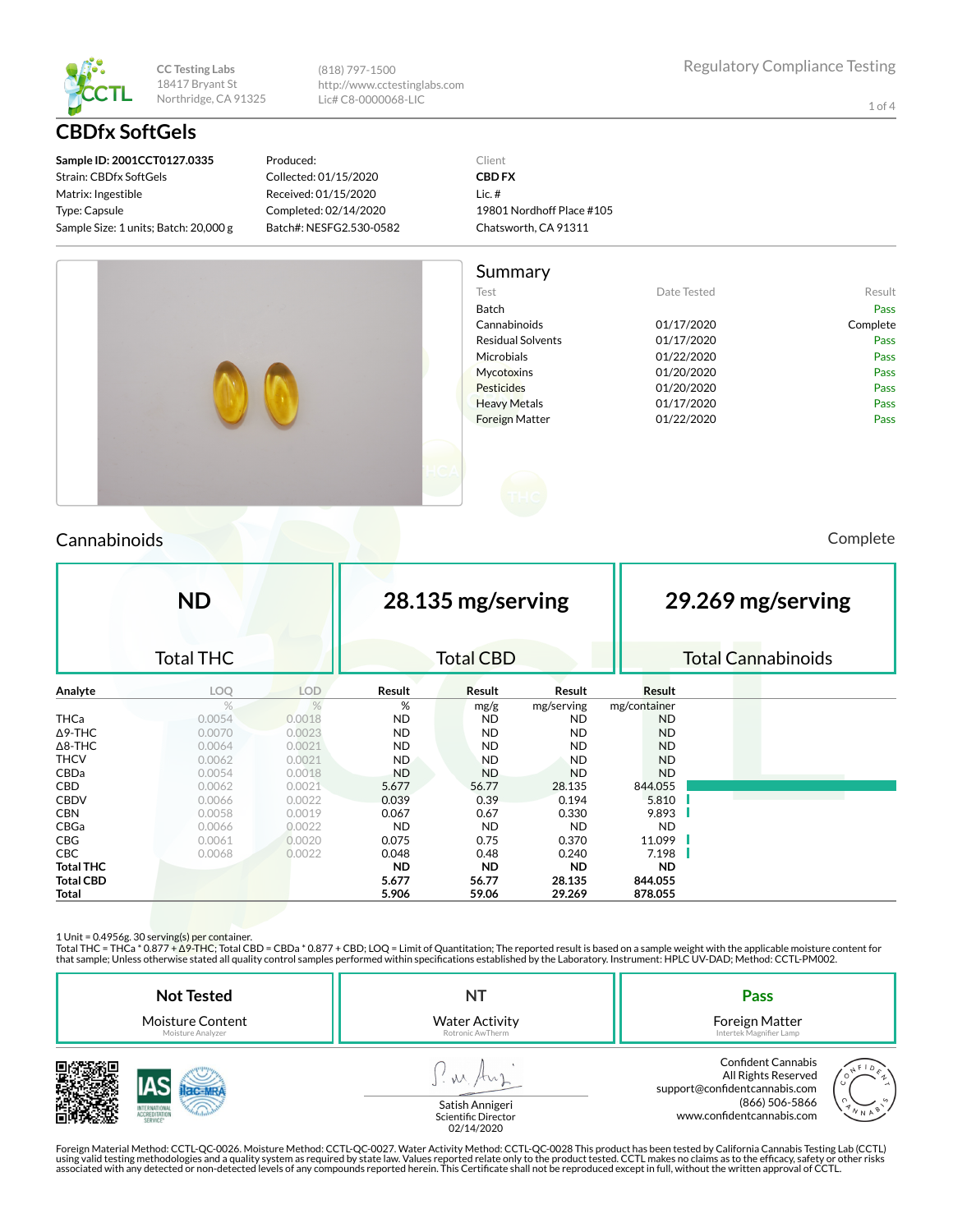CC Testing Labs
18417 Bryant St
Northridge, CA 91325

(818) 797-1500
http://www.cctestinglabs.com
Lic# C8-0000068-LIC

Regulatory Compliance Testing

# CBDfx SoftGels

**Sample ID: 2001CCT0127.0335**
Strain: CBDfx SoftGels
Matrix: Ingestible
Type: Capsule
Sample Size: 1 units; Batch: 20,000 g

Produced:
Collected: 01/15/2020
Received: 01/15/2020
Completed: 02/14/2020
Batch#: NESFG2.530-0582

Client
**CBD FX**
Lic. #
19801 Nordhoff Place #105
Chatsworth, CA 91311

## Summary

| Test | Date Tested | Result |
|---|---|---|
| Batch | | Pass |
| Cannabinoids | 01/17/2020 | Complete |
| Residual Solvents | 01/17/2020 | Pass |
| Microbials | 01/22/2020 | Pass |
| Mycotoxins | 01/20/2020 | Pass |
| Pesticides | 01/20/2020 | Pass |
| Heavy Metals | 01/17/2020 | Pass |
| Foreign Matter | 01/22/2020 | Pass |

## Cannabinoids

Complete

| ND | 28.135 mg/serving | 29.269 mg/serving |
|---|---|---|
| Total THC | Total CBD | Total Cannabinoids |

| Analyte | LOQ | LOD | Result | Result | Result | Result |
|---|---|---|---|---|---|---|
| | % | % | % | mg/g | mg/serving | mg/container |
| THCa | 0.0054 | 0.0018 | ND | ND | ND | ND |
| Δ9-THC | 0.0070 | 0.0023 | ND | ND | ND | ND |
| Δ8-THC | 0.0064 | 0.0021 | ND | ND | ND | ND |
| THCV | 0.0062 | 0.0021 | ND | ND | ND | ND |
| CBDa | 0.0054 | 0.0018 | ND | ND | ND | ND |
| CBD | 0.0062 | 0.0021 | 5.677 | 56.77 | 28.135 | 844.055 |
| CBDV | 0.0066 | 0.0022 | 0.039 | 0.39 | 0.194 | 5.810 |
| CBN | 0.0058 | 0.0019 | 0.067 | 0.67 | 0.330 | 9.893 |
| CBGa | 0.0066 | 0.0022 | ND | ND | ND | ND |
| CBG | 0.0061 | 0.0020 | 0.075 | 0.75 | 0.370 | 11.099 |
| CBC | 0.0068 | 0.0022 | 0.048 | 0.48 | 0.240 | 7.198 |
| **Total THC** | | | **ND** | **ND** | **ND** | **ND** |
| **Total CBD** | | | **5.677** | **56.77** | **28.135** | **844.055** |
| **Total** | | | **5.906** | **59.06** | **29.269** | **878.055** |

1 Unit = 0.4956g. 30 serving(s) per container.
Total THC = THCa * 0.877 + Δ9-THC; Total CBD = CBDa * 0.877 + CBD; LOQ = Limit of Quantitation; The reported result is based on a sample weight with the applicable moisture content for that sample; Unless otherwise stated all quality control samples performed within specifications established by the Laboratory. Instrument: HPLC UV-DAD; Method: CCTL-PM002.

| Not Tested | NT | Pass |
|---|---|---|
| Moisture Content | Water Activity | Foreign Matter |
| Moisture Analyzer | Rotronic AwTherm | Intertek Magnifier Lamp |

Satish Annigeri
Scientific Director
02/14/2020

Confident Cannabis
All Rights Reserved
support@confidentcannabis.com
(866) 506-5866
www.confidentcannabis.com

Foreign Material Method: CCTL-QC-0026. Moisture Method: CCTL-QC-0027. Water Activity Method: CCTL-QC-0028 This product has been tested by California Cannabis Testing Lab (CCTL) using valid testing methodologies and a quality system as required by state law. Values reported relate only to the product tested. CCTL makes no claims as to the efficacy, safety or other risks associated with any detected or non-detected levels of any compounds reported herein. This Certificate shall not be reproduced except in full, without the written approval of CCTL.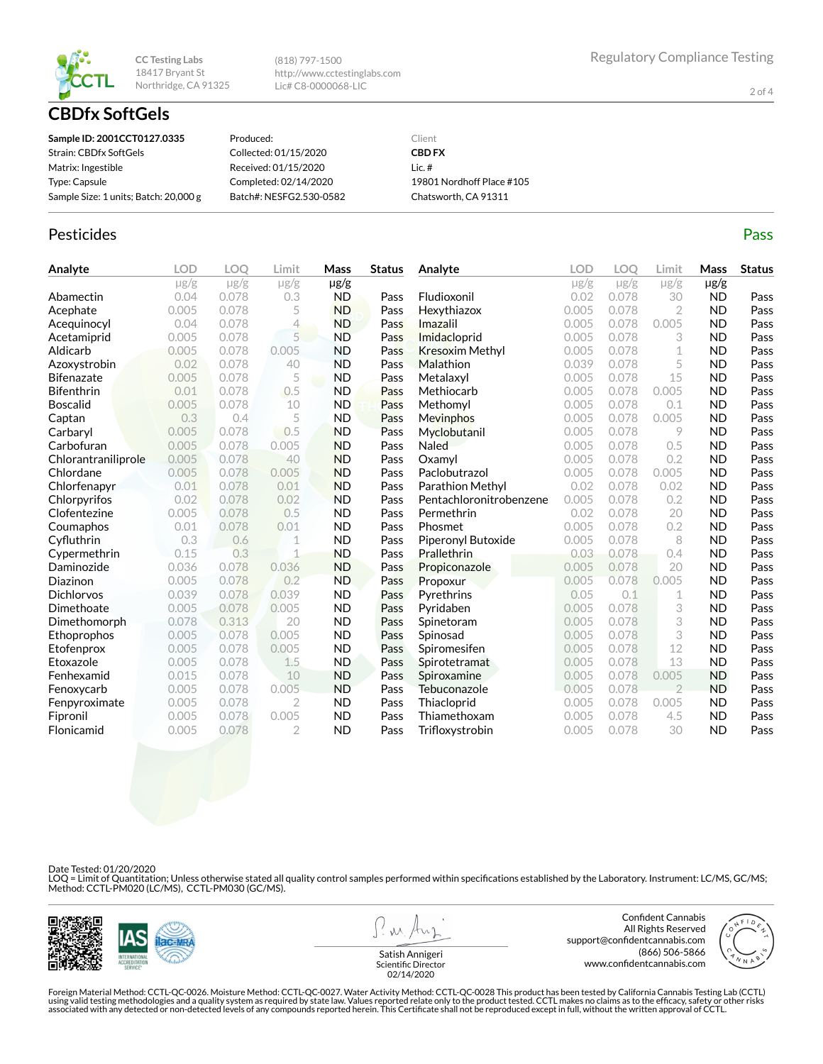CC Testing Labs
18417 Bryant St
Northridge, CA 91325

(818) 797-1500
http://www.cctestinglabs.com
Lic# C8-0000068-LIC

Regulatory Compliance Testing

# CBDfx SoftGels

**Sample ID: 2001CCT0127.0335**
Strain: CBDfx SoftGels
Matrix: Ingestible
Type: Capsule
Sample Size: 1 units; Batch: 20,000 g

Produced:
Collected: 01/15/2020
Received: 01/15/2020
Completed: 02/14/2020
Batch#: NESFG2.530-0582

Client
**CBD FX**
Lic. #
19801 Nordhoff Place #105
Chatsworth, CA 91311

## Pesticides

Pass

| Analyte | LOD | LOQ | Limit | Mass | Status |
|---|---|---|---|---|---|
| | μg/g | μg/g | μg/g | μg/g | |
| Abamectin | 0.04 | 0.078 | 0.3 | ND | Pass |
| Acephate | 0.005 | 0.078 | 5 | ND | Pass |
| Acequinocyl | 0.04 | 0.078 | 4 | ND | Pass |
| Acetamiprid | 0.005 | 0.078 | 5 | ND | Pass |
| Aldicarb | 0.005 | 0.078 | 0.005 | ND | Pass |
| Azoxystrobin | 0.02 | 0.078 | 40 | ND | Pass |
| Bifenazate | 0.005 | 0.078 | 5 | ND | Pass |
| Bifenthrin | 0.01 | 0.078 | 0.5 | ND | Pass |
| Boscalid | 0.005 | 0.078 | 10 | ND | Pass |
| Captan | 0.3 | 0.4 | 5 | ND | Pass |
| Carbaryl | 0.005 | 0.078 | 0.5 | ND | Pass |
| Carbofuran | 0.005 | 0.078 | 0.005 | ND | Pass |
| Chlorantraniliprole | 0.005 | 0.078 | 40 | ND | Pass |
| Chlordane | 0.005 | 0.078 | 0.005 | ND | Pass |
| Chlorfenapyr | 0.01 | 0.078 | 0.01 | ND | Pass |
| Chlorpyrifos | 0.02 | 0.078 | 0.02 | ND | Pass |
| Clofentezine | 0.005 | 0.078 | 0.5 | ND | Pass |
| Coumaphos | 0.01 | 0.078 | 0.01 | ND | Pass |
| Cyfluthrin | 0.3 | 0.6 | 1 | ND | Pass |
| Cypermethrin | 0.15 | 0.3 | 1 | ND | Pass |
| Daminozide | 0.036 | 0.078 | 0.036 | ND | Pass |
| Diazinon | 0.005 | 0.078 | 0.2 | ND | Pass |
| Dichlorvos | 0.039 | 0.078 | 0.039 | ND | Pass |
| Dimethoate | 0.005 | 0.078 | 0.005 | ND | Pass |
| Dimethomorph | 0.078 | 0.313 | 20 | ND | Pass |
| Ethoprophos | 0.005 | 0.078 | 0.005 | ND | Pass |
| Etofenprox | 0.005 | 0.078 | 0.005 | ND | Pass |
| Etoxazole | 0.005 | 0.078 | 1.5 | ND | Pass |
| Fenhexamid | 0.015 | 0.078 | 10 | ND | Pass |
| Fenoxycarb | 0.005 | 0.078 | 0.005 | ND | Pass |
| Fenpyroximate | 0.005 | 0.078 | 2 | ND | Pass |
| Fipronil | 0.005 | 0.078 | 0.005 | ND | Pass |
| Flonicamid | 0.005 | 0.078 | 2 | ND | Pass |
| Fludioxonil | 0.02 | 0.078 | 30 | ND | Pass |
| Hexythiazox | 0.005 | 0.078 | 2 | ND | Pass |
| Imazalil | 0.005 | 0.078 | 0.005 | ND | Pass |
| Imidacloprid | 0.005 | 0.078 | 3 | ND | Pass |
| Kresoxim Methyl | 0.005 | 0.078 | 1 | ND | Pass |
| Malathion | 0.039 | 0.078 | 5 | ND | Pass |
| Metalaxyl | 0.005 | 0.078 | 15 | ND | Pass |
| Methiocarb | 0.005 | 0.078 | 0.005 | ND | Pass |
| Methomyl | 0.005 | 0.078 | 0.1 | ND | Pass |
| Mevinphos | 0.005 | 0.078 | 0.005 | ND | Pass |
| Myclobutanil | 0.005 | 0.078 | 9 | ND | Pass |
| Naled | 0.005 | 0.078 | 0.5 | ND | Pass |
| Oxamyl | 0.005 | 0.078 | 0.2 | ND | Pass |
| Paclobutrazol | 0.005 | 0.078 | 0.005 | ND | Pass |
| Parathion Methyl | 0.02 | 0.078 | 0.02 | ND | Pass |
| Pentachloronitrobenzene | 0.005 | 0.078 | 0.2 | ND | Pass |
| Permethrin | 0.02 | 0.078 | 20 | ND | Pass |
| Phosmet | 0.005 | 0.078 | 0.2 | ND | Pass |
| Piperonyl Butoxide | 0.005 | 0.078 | 8 | ND | Pass |
| Prallethrin | 0.03 | 0.078 | 0.4 | ND | Pass |
| Propiconazole | 0.005 | 0.078 | 20 | ND | Pass |
| Propoxur | 0.005 | 0.078 | 0.005 | ND | Pass |
| Pyrethrins | 0.05 | 0.1 | 1 | ND | Pass |
| Pyridaben | 0.005 | 0.078 | 3 | ND | Pass |
| Spinetoram | 0.005 | 0.078 | 3 | ND | Pass |
| Spinosad | 0.005 | 0.078 | 3 | ND | Pass |
| Spiromesifen | 0.005 | 0.078 | 12 | ND | Pass |
| Spirotetramat | 0.005 | 0.078 | 13 | ND | Pass |
| Spiroxamine | 0.005 | 0.078 | 0.005 | ND | Pass |
| Tebuconazole | 0.005 | 0.078 | 2 | ND | Pass |
| Thiacloprid | 0.005 | 0.078 | 0.005 | ND | Pass |
| Thiamethoxam | 0.005 | 0.078 | 4.5 | ND | Pass |
| Trifloxystrobin | 0.005 | 0.078 | 30 | ND | Pass |

Date Tested: 01/20/2020
LOQ = Limit of Quantitation; Unless otherwise stated all quality control samples performed within specifications established by the Laboratory. Instrument: LC/MS, GC/MS; Method: CCTL-PM020 (LC/MS), CCTL-PM030 (GC/MS).

Satish Annigeri
Scientific Director
02/14/2020

Confident Cannabis
All Rights Reserved
support@confidentcannabis.com
(866) 506-5866
www.confidentcannabis.com

Foreign Material Method: CCTL-QC-0026. Moisture Method: CCTL-QC-0027. Water Activity Method: CCTL-QC-0028 This product has been tested by California Cannabis Testing Lab (CCTL) using valid testing methodologies and a quality system as required by state law. Values reported relate only to the product tested. CCTL makes no claims as to the efficacy, safety or other risks associated with any detected or non-detected levels of any compounds reported herein. This Certificate shall not be reproduced except in full, without the written approval of CCTL.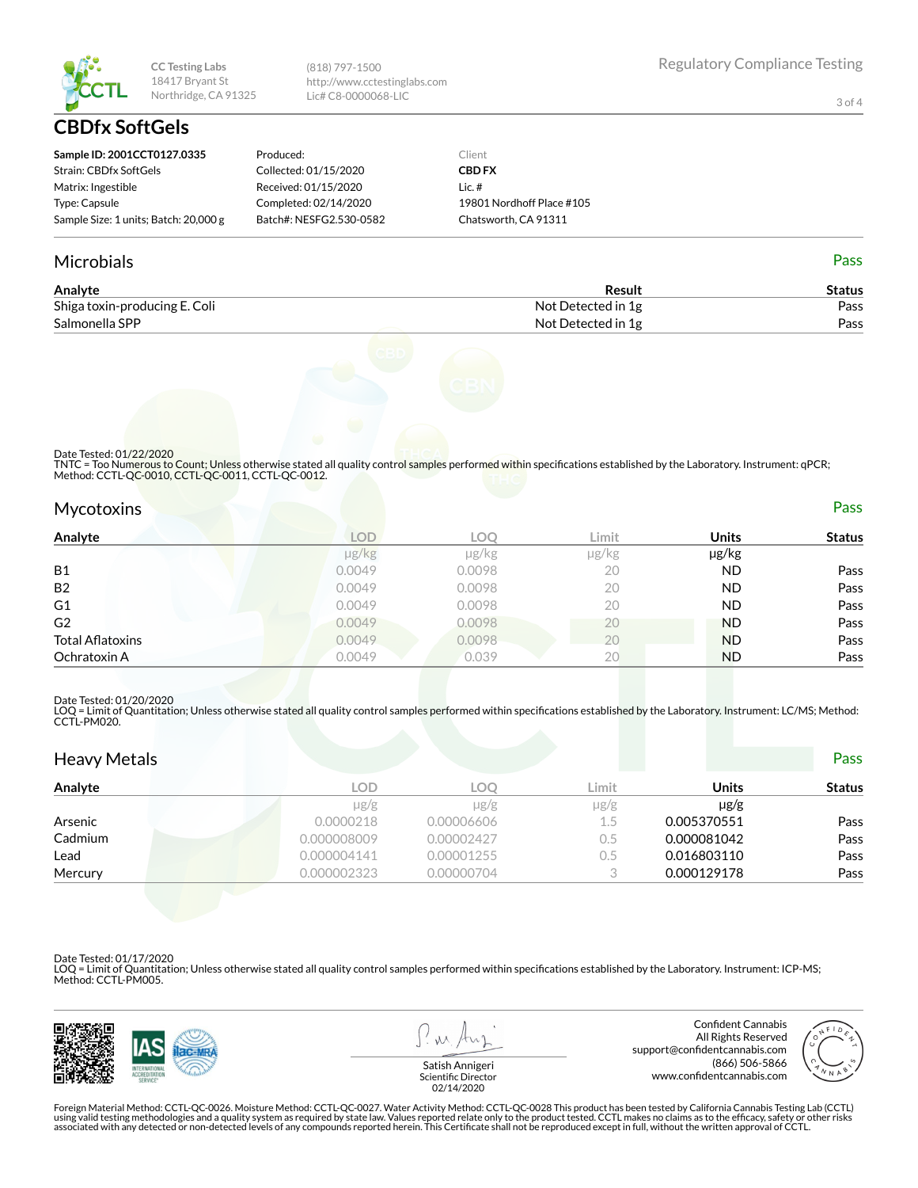CC Testing Labs
18417 Bryant St
Northridge, CA 91325

(818) 797-1500
http://www.cctestinglabs.com
Lic# C8-0000068-LIC

Regulatory Compliance Testing

# CBDfx SoftGels

**Sample ID: 2001CCT0127.0335**
Strain: CBDfx SoftGels
Matrix: Ingestible
Type: Capsule
Sample Size: 1 units; Batch: 20,000 g

Produced:
Collected: 01/15/2020
Received: 01/15/2020
Completed: 02/14/2020
Batch#: NESFG2.530-0582

Client
**CBD FX**
Lic. #
19801 Nordhoff Place #105
Chatsworth, CA 91311

## Microbials

Pass

| Analyte | Result | Status |
|---|---|---|
| Shiga toxin-producing E. Coli | Not Detected in 1g | Pass |
| Salmonella SPP | Not Detected in 1g | Pass |

Date Tested: 01/22/2020
TNTC = Too Numerous to Count; Unless otherwise stated all quality control samples performed within specifications established by the Laboratory. Instrument: qPCR; Method: CCTL-QC-0010, CCTL-QC-0011, CCTL-QC-0012.

## Mycotoxins

Pass

| Analyte | LOD | LOQ | Limit | Units | Status |
|---|---|---|---|---|---|
| | µg/kg | µg/kg | µg/kg | µg/kg | |
| B1 | 0.0049 | 0.0098 | 20 | ND | Pass |
| B2 | 0.0049 | 0.0098 | 20 | ND | Pass |
| G1 | 0.0049 | 0.0098 | 20 | ND | Pass |
| G2 | 0.0049 | 0.0098 | 20 | ND | Pass |
| Total Aflatoxins | 0.0049 | 0.0098 | 20 | ND | Pass |
| Ochratoxin A | 0.0049 | 0.039 | 20 | ND | Pass |

Date Tested: 01/20/2020
LOQ = Limit of Quantitation; Unless otherwise stated all quality control samples performed within specifications established by the Laboratory. Instrument: LC/MS; Method: CCTL-PM020.

## Heavy Metals

Pass

| Analyte | LOD | LOQ | Limit | Units | Status |
|---|---|---|---|---|---|
| | µg/g | µg/g | µg/g | µg/g | |
| Arsenic | 0.0000218 | 0.00006606 | 1.5 | 0.005370551 | Pass |
| Cadmium | 0.000008009 | 0.00002427 | 0.5 | 0.000081042 | Pass |
| Lead | 0.000004141 | 0.00001255 | 0.5 | 0.016803110 | Pass |
| Mercury | 0.000002323 | 0.00000704 | 3 | 0.000129178 | Pass |

Date Tested: 01/17/2020
LOQ = Limit of Quantitation; Unless otherwise stated all quality control samples performed within specifications established by the Laboratory. Instrument: ICP-MS; Method: CCTL-PM005.

Satish Annigeri
Scientific Director
02/14/2020

Confident Cannabis
All Rights Reserved
support@confidentcannabis.com
(866) 506-5866
www.confidentcannabis.com

Foreign Material Method: CCTL-QC-0026. Moisture Method: CCTL-QC-0027. Water Activity Method: CCTL-QC-0028 This product has been tested by California Cannabis Testing Lab (CCTL) using valid testing methodologies and a quality system as required by state law. Values reported relate only to the product tested. CCTL makes no claims as to the efficacy, safety or other risks associated with any detected or non-detected levels of any compounds reported herein. This Certificate shall not be reproduced except in full, without the written approval of CCTL.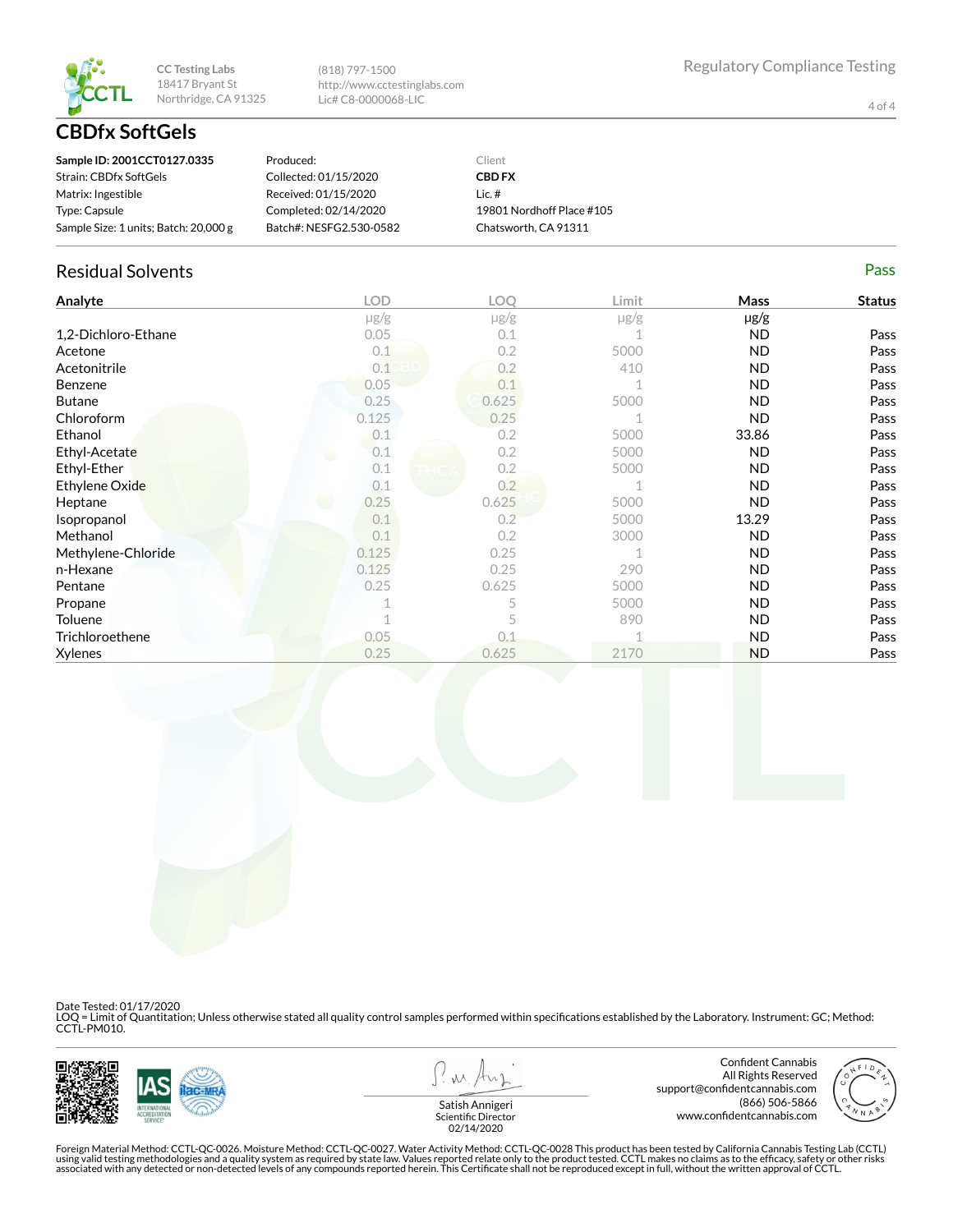CC Testing Labs
18417 Bryant St
Northridge, CA 91325

(818) 797-1500
http://www.cctestinglabs.com
Lic# C8-0000068-LIC

Regulatory Compliance Testing

# CBDfx SoftGels

**Sample ID: 2001CCT0127.0335**
Strain: CBDfx SoftGels
Matrix: Ingestible
Type: Capsule
Sample Size: 1 units; Batch: 20,000 g

Produced:
Collected: 01/15/2020
Received: 01/15/2020
Completed: 02/14/2020
Batch#: NESFG2.530-0582

Client
**CBD FX**
Lic. #
19801 Nordhoff Place #105
Chatsworth, CA 91311

## Residual Solvents

Pass

| Analyte | LOD | LOQ | Limit | Mass | Status |
|---|---|---|---|---|---|
| | μg/g | μg/g | μg/g | μg/g | |
| 1,2-Dichloro-Ethane | 0.05 | 0.1 | 1 | ND | Pass |
| Acetone | 0.1 | 0.2 | 5000 | ND | Pass |
| Acetonitrile | 0.1 | 0.2 | 410 | ND | Pass |
| Benzene | 0.05 | 0.1 | 1 | ND | Pass |
| Butane | 0.25 | 0.625 | 5000 | ND | Pass |
| Chloroform | 0.125 | 0.25 | 1 | ND | Pass |
| Ethanol | 0.1 | 0.2 | 5000 | 33.86 | Pass |
| Ethyl-Acetate | 0.1 | 0.2 | 5000 | ND | Pass |
| Ethyl-Ether | 0.1 | 0.2 | 5000 | ND | Pass |
| Ethylene Oxide | 0.1 | 0.2 | 1 | ND | Pass |
| Heptane | 0.25 | 0.625 | 5000 | ND | Pass |
| Isopropanol | 0.1 | 0.2 | 5000 | 13.29 | Pass |
| Methanol | 0.1 | 0.2 | 3000 | ND | Pass |
| Methylene-Chloride | 0.125 | 0.25 | 1 | ND | Pass |
| n-Hexane | 0.125 | 0.25 | 290 | ND | Pass |
| Pentane | 0.25 | 0.625 | 5000 | ND | Pass |
| Propane | 1 | 5 | 5000 | ND | Pass |
| Toluene | 1 | 5 | 890 | ND | Pass |
| Trichloroethene | 0.05 | 0.1 | 1 | ND | Pass |
| Xylenes | 0.25 | 0.625 | 2170 | ND | Pass |

Date Tested: 01/17/2020
LOQ = Limit of Quantitation; Unless otherwise stated all quality control samples performed within specifications established by the Laboratory. Instrument: GC; Method: CCTL-PM010.

Satish Annigeri
Scientific Director
02/14/2020

Confident Cannabis
All Rights Reserved
support@confidentcannabis.com
(866) 506-5866
www.confidentcannabis.com

Foreign Material Method: CCTL-QC-0026. Moisture Method: CCTL-QC-0027. Water Activity Method: CCTL-QC-0028 This product has been tested by California Cannabis Testing Lab (CCTL) using valid testing methodologies and a quality system as required by state law. Values reported relate only to the product tested. CCTL makes no claims as to the efficacy, safety or other risks associated with any detected or non-detected levels of any compounds reported herein. This Certificate shall not be reproduced except in full, without the written approval of CCTL.